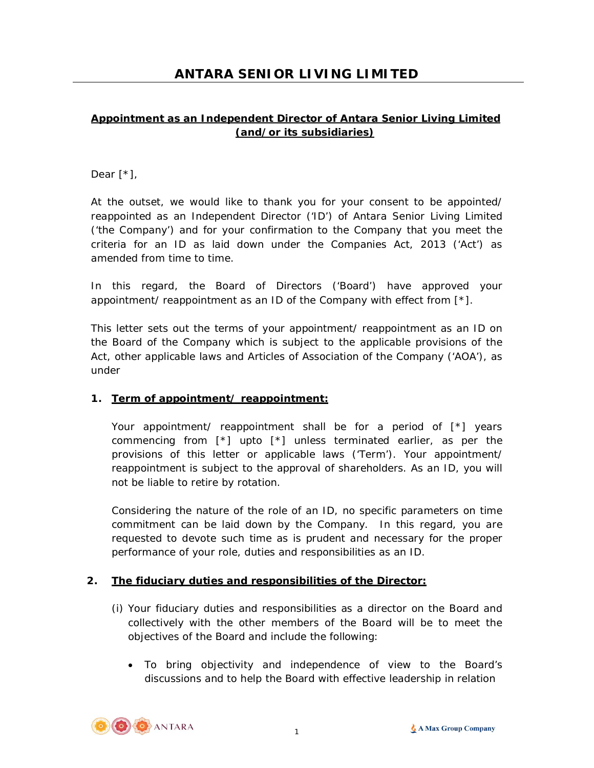# ANTARA SENIOR LIVING LIMITED

**Appointment as an Independent Director of Antara Senior Living Limited (and/or its subsidiaries)**

Dear [*],

At the outset, we would like to thank you for your consent to be appointed/ reappointed as an Independent Director ('ID') of Antara Senior Living Limited ('the Company') and for your confirmation to the Company that you meet the criteria for an ID as laid down under the Companies Act, 2013 ('Act') as amended from time to time.

In this regard, the Board of Directors ('Board') have approved your appointment/ reappointment as an ID of the Company with effect from [*].

This letter sets out the terms of your appointment/ reappointment as an ID on the Board of the Company which is subject to the applicable provisions of the Act, other applicable laws and Articles of Association of the Company ('AOA'), as under

1. **Term of appointment/ reappointment:**

   Your appointment/ reappointment shall be for a period of [*] years commencing from [*] upto [*] unless terminated earlier, as per the provisions of this letter or applicable laws ('Term'). Your appointment/ reappointment is subject to the approval of shareholders. As an ID, you will not be liable to retire by rotation.

   Considering the nature of the role of an ID, no specific parameters on time commitment can be laid down by the Company. In this regard, you are requested to devote such time as is prudent and necessary for the proper performance of your role, duties and responsibilities as an ID.

2. **The fiduciary duties and responsibilities of the Director:**

   (i) Your fiduciary duties and responsibilities as a director on the Board and collectively with the other members of the Board will be to meet the objectives of the Board and include the following:

   - To bring objectivity and independence of view to the Board's discussions and to help the Board with effective leadership in relation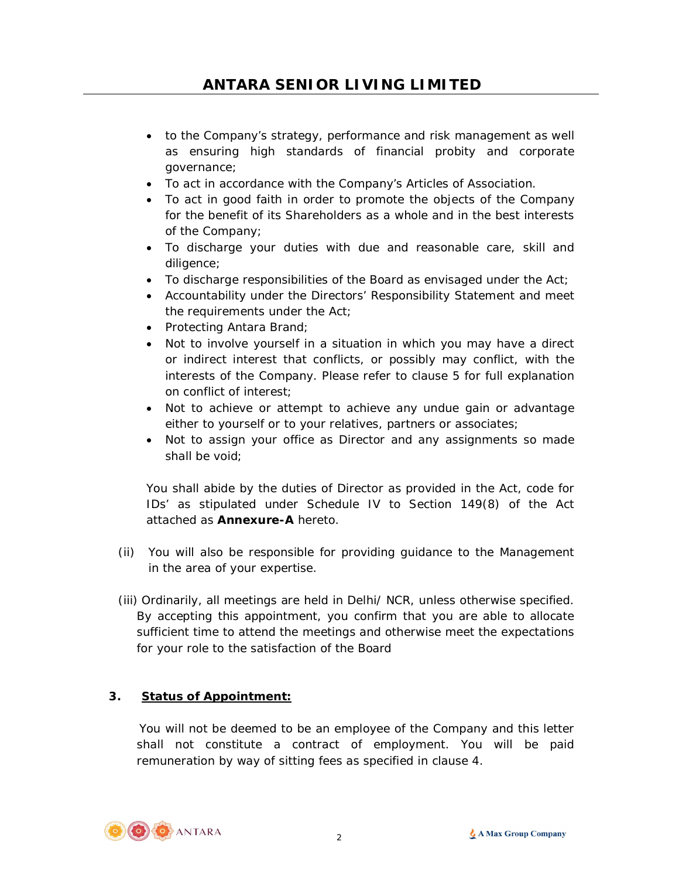- to the Company's strategy, performance and risk management as well as ensuring high standards of financial probity and corporate governance;
- To act in accordance with the Company's Articles of Association.
- To act in good faith in order to promote the objects of the Company for the benefit of its Shareholders as a whole and in the best interests of the Company;
- To discharge your duties with due and reasonable care, skill and diligence;
- To discharge responsibilities of the Board as envisaged under the Act;
- Accountability under the Directors' Responsibility Statement and meet the requirements under the Act;
- Protecting Antara Brand;
- Not to involve yourself in a situation in which you may have a direct or indirect interest that conflicts, or possibly may conflict, with the interests of the Company. Please refer to clause 5 for full explanation on conflict of interest;
- Not to achieve or attempt to achieve any undue gain or advantage either to yourself or to your relatives, partners or associates;
- Not to assign your office as Director and any assignments so made shall be void;

You shall abide by the duties of Director as provided in the Act, code for IDs' as stipulated under Schedule IV to Section 149(8) of the Act attached as **Annexure-A** hereto.

(ii) You will also be responsible for providing guidance to the Management in the area of your expertise.

(iii) Ordinarily, all meetings are held in Delhi/ NCR, unless otherwise specified. By accepting this appointment, you confirm that you are able to allocate sufficient time to attend the meetings and otherwise meet the expectations for your role to the satisfaction of the Board

**3. <u>Status of Appointment:</u>**

You will not be deemed to be an employee of the Company and this letter shall not constitute a contract of employment. You will be paid remuneration by way of sitting fees as specified in clause 4.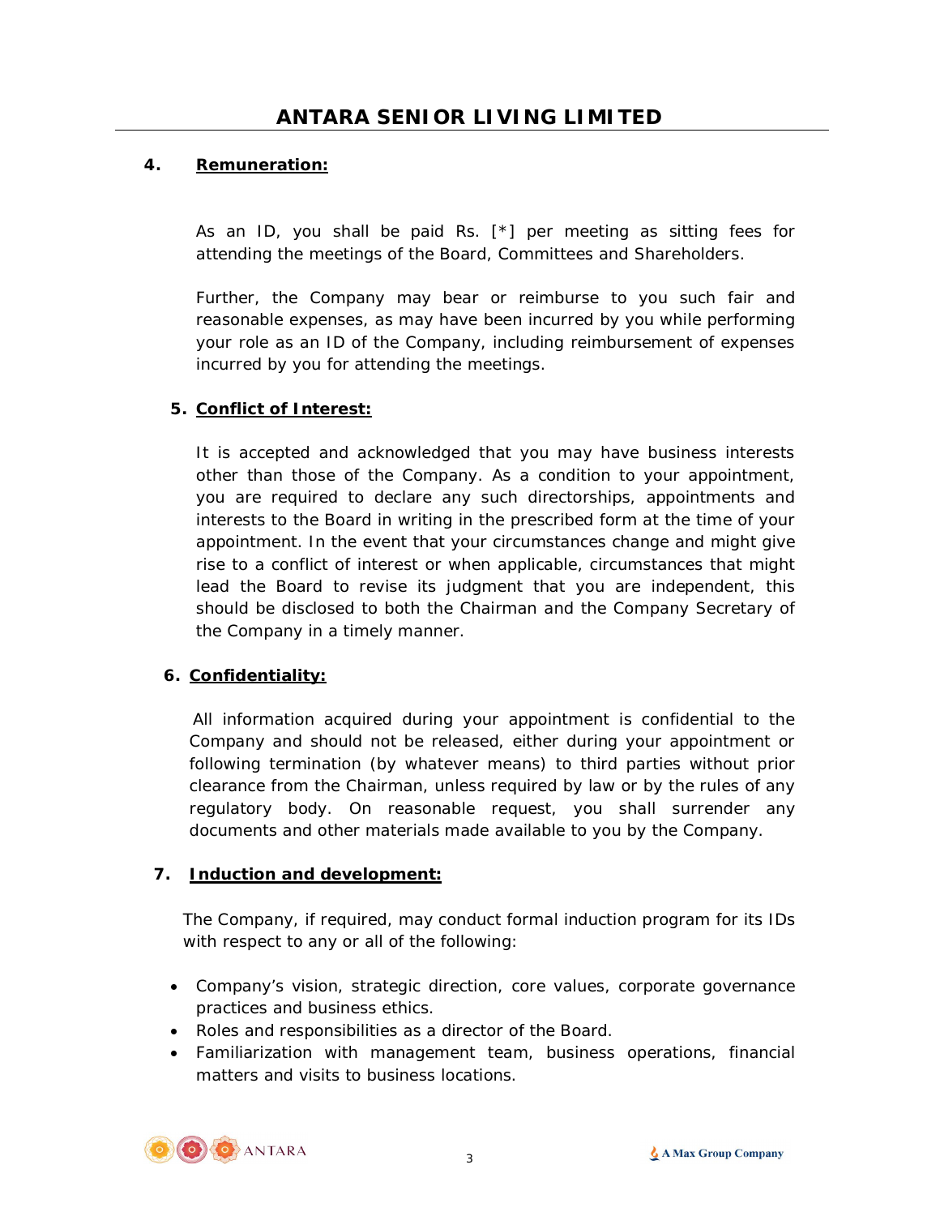## 4. Remuneration:

As an ID, you shall be paid Rs. [*] per meeting as sitting fees for attending the meetings of the Board, Committees and Shareholders.

Further, the Company may bear or reimburse to you such fair and reasonable expenses, as may have been incurred by you while performing your role as an ID of the Company, including reimbursement of expenses incurred by you for attending the meetings.

## 5. Conflict of Interest:

It is accepted and acknowledged that you may have business interests other than those of the Company. As a condition to your appointment, you are required to declare any such directorships, appointments and interests to the Board in writing in the prescribed form at the time of your appointment. In the event that your circumstances change and might give rise to a conflict of interest or when applicable, circumstances that might lead the Board to revise its judgment that you are independent, this should be disclosed to both the Chairman and the Company Secretary of the Company in a timely manner.

## 6. Confidentiality:

All information acquired during your appointment is confidential to the Company and should not be released, either during your appointment or following termination (by whatever means) to third parties without prior clearance from the Chairman, unless required by law or by the rules of any regulatory body. On reasonable request, you shall surrender any documents and other materials made available to you by the Company.

## 7. Induction and development:

The Company, if required, may conduct formal induction program for its IDs with respect to any or all of the following:

- Company's vision, strategic direction, core values, corporate governance practices and business ethics.
- Roles and responsibilities as a director of the Board.
- Familiarization with management team, business operations, financial matters and visits to business locations.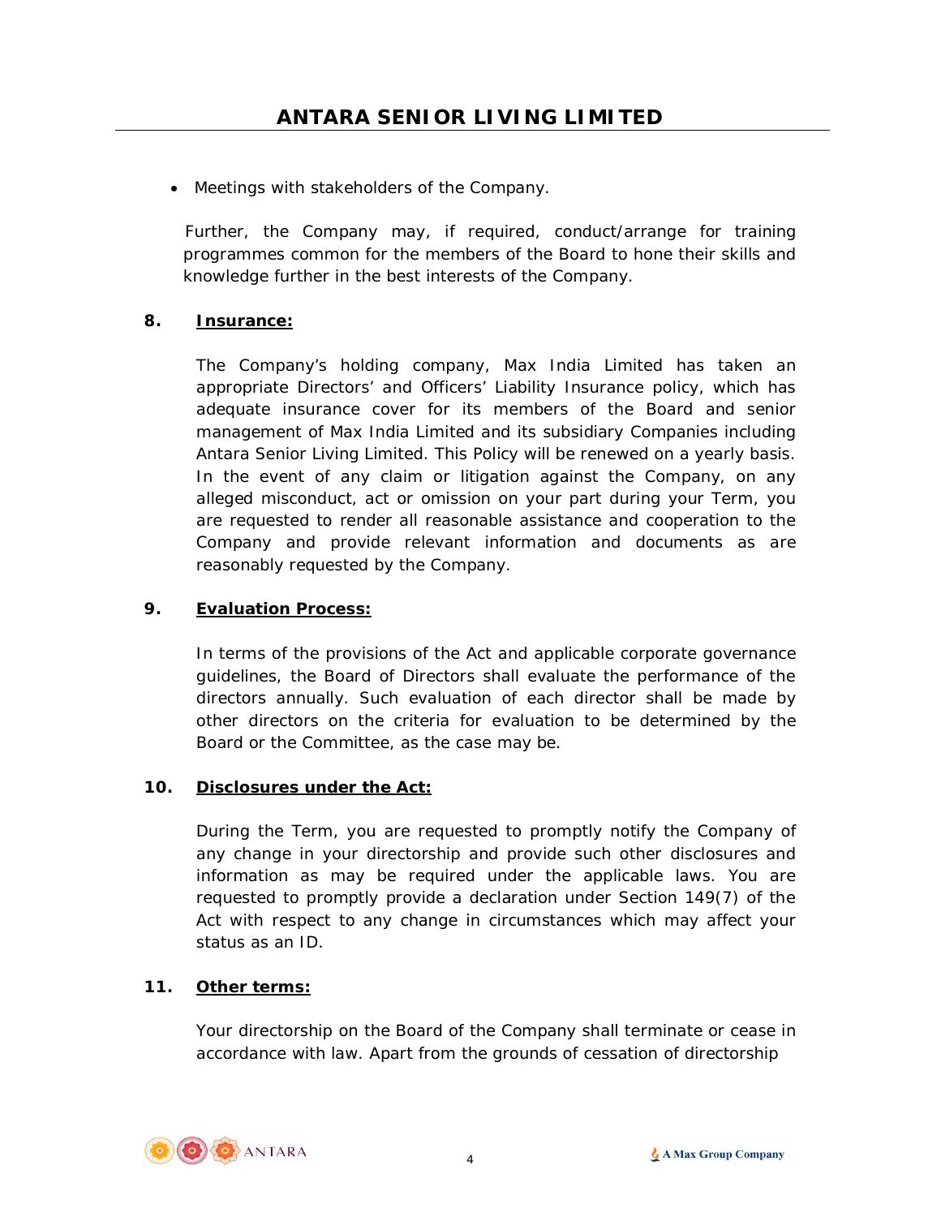- Meetings with stakeholders of the Company.

Further, the Company may, if required, conduct/arrange for training programmes common for the members of the Board to hone their skills and knowledge further in the best interests of the Company.

**8. Insurance:**

The Company's holding company, Max India Limited has taken an appropriate Directors' and Officers' Liability Insurance policy, which has adequate insurance cover for its members of the Board and senior management of Max India Limited and its subsidiary Companies including Antara Senior Living Limited. This Policy will be renewed on a yearly basis. In the event of any claim or litigation against the Company, on any alleged misconduct, act or omission on your part during your Term, you are requested to render all reasonable assistance and cooperation to the Company and provide relevant information and documents as are reasonably requested by the Company.

**9. Evaluation Process:**

In terms of the provisions of the Act and applicable corporate governance guidelines, the Board of Directors shall evaluate the performance of the directors annually. Such evaluation of each director shall be made by other directors on the criteria for evaluation to be determined by the Board or the Committee, as the case may be.

**10. Disclosures under the Act:**

During the Term, you are requested to promptly notify the Company of any change in your directorship and provide such other disclosures and information as may be required under the applicable laws. You are requested to promptly provide a declaration under Section 149(7) of the Act with respect to any change in circumstances which may affect your status as an ID.

**11. Other terms:**

Your directorship on the Board of the Company shall terminate or cease in accordance with law. Apart from the grounds of cessation of directorship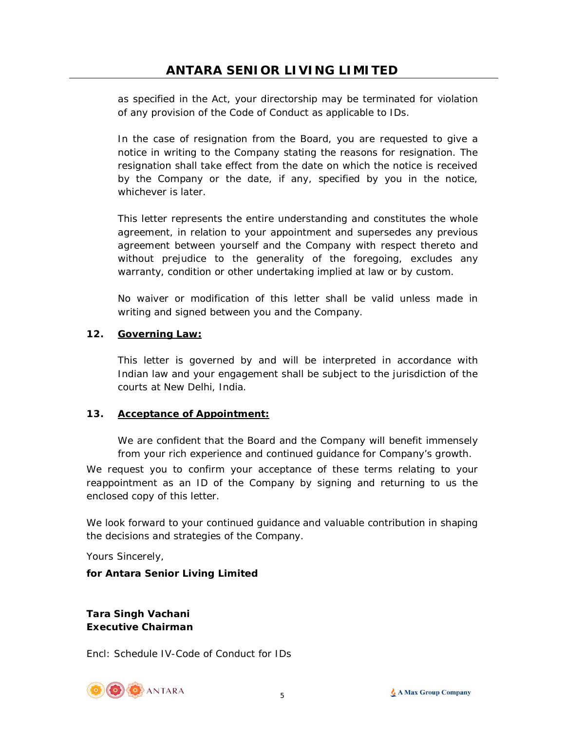as specified in the Act, your directorship may be terminated for violation of any provision of the Code of Conduct as applicable to IDs.

In the case of resignation from the Board, you are requested to give a notice in writing to the Company stating the reasons for resignation. The resignation shall take effect from the date on which the notice is received by the Company or the date, if any, specified by you in the notice, whichever is later.

This letter represents the entire understanding and constitutes the whole agreement, in relation to your appointment and supersedes any previous agreement between yourself and the Company with respect thereto and without prejudice to the generality of the foregoing, excludes any warranty, condition or other undertaking implied at law or by custom.

No waiver or modification of this letter shall be valid unless made in writing and signed between you and the Company.

**12. <u>Governing Law:</u>**

This letter is governed by and will be interpreted in accordance with Indian law and your engagement shall be subject to the jurisdiction of the courts at New Delhi, India.

**13. <u>Acceptance of Appointment:</u>**

We are confident that the Board and the Company will benefit immensely from your rich experience and continued guidance for Company's growth.

We request you to confirm your acceptance of these terms relating to your reappointment as an ID of the Company by signing and returning to us the enclosed copy of this letter.

We look forward to your continued guidance and valuable contribution in shaping the decisions and strategies of the Company.

Yours Sincerely,

**for Antara Senior Living Limited**

**Tara Singh Vachani**
**Executive Chairman**

Encl: Schedule IV-Code of Conduct for IDs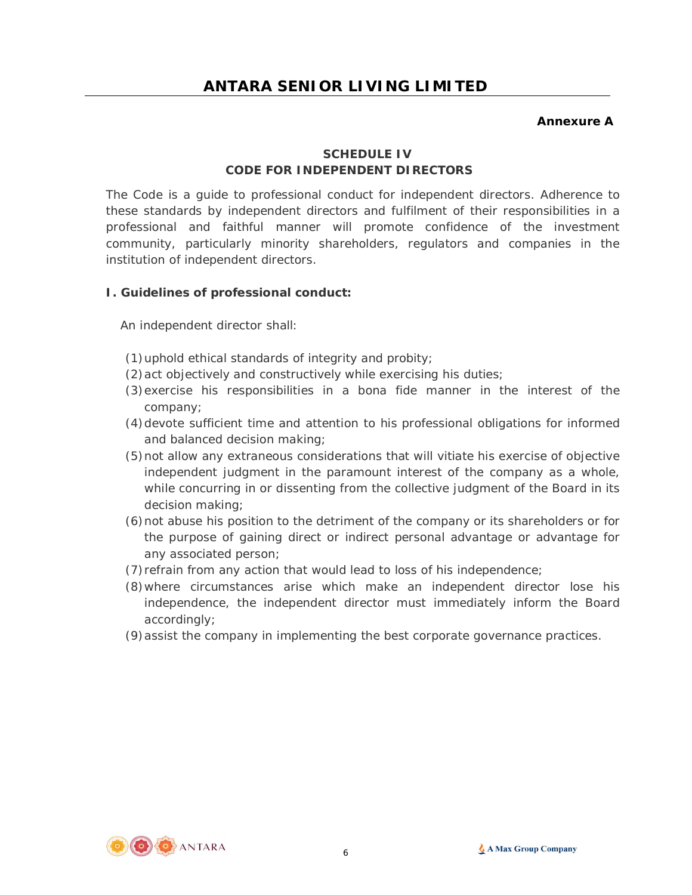**Annexure A**

## SCHEDULE IV
## CODE FOR INDEPENDENT DIRECTORS

The Code is a guide to professional conduct for independent directors. Adherence to these standards by independent directors and fulfilment of their responsibilities in a professional and faithful manner will promote confidence of the investment community, particularly minority shareholders, regulators and companies in the institution of independent directors.

### I. Guidelines of professional conduct:

An independent director shall:

(1) uphold ethical standards of integrity and probity;
(2) act objectively and constructively while exercising his duties;
(3) exercise his responsibilities in a bona fide manner in the interest of the company;
(4) devote sufficient time and attention to his professional obligations for informed and balanced decision making;
(5) not allow any extraneous considerations that will vitiate his exercise of objective independent judgment in the paramount interest of the company as a whole, while concurring in or dissenting from the collective judgment of the Board in its decision making;
(6) not abuse his position to the detriment of the company or its shareholders or for the purpose of gaining direct or indirect personal advantage or advantage for any associated person;
(7) refrain from any action that would lead to loss of his independence;
(8) where circumstances arise which make an independent director lose his independence, the independent director must immediately inform the Board accordingly;
(9) assist the company in implementing the best corporate governance practices.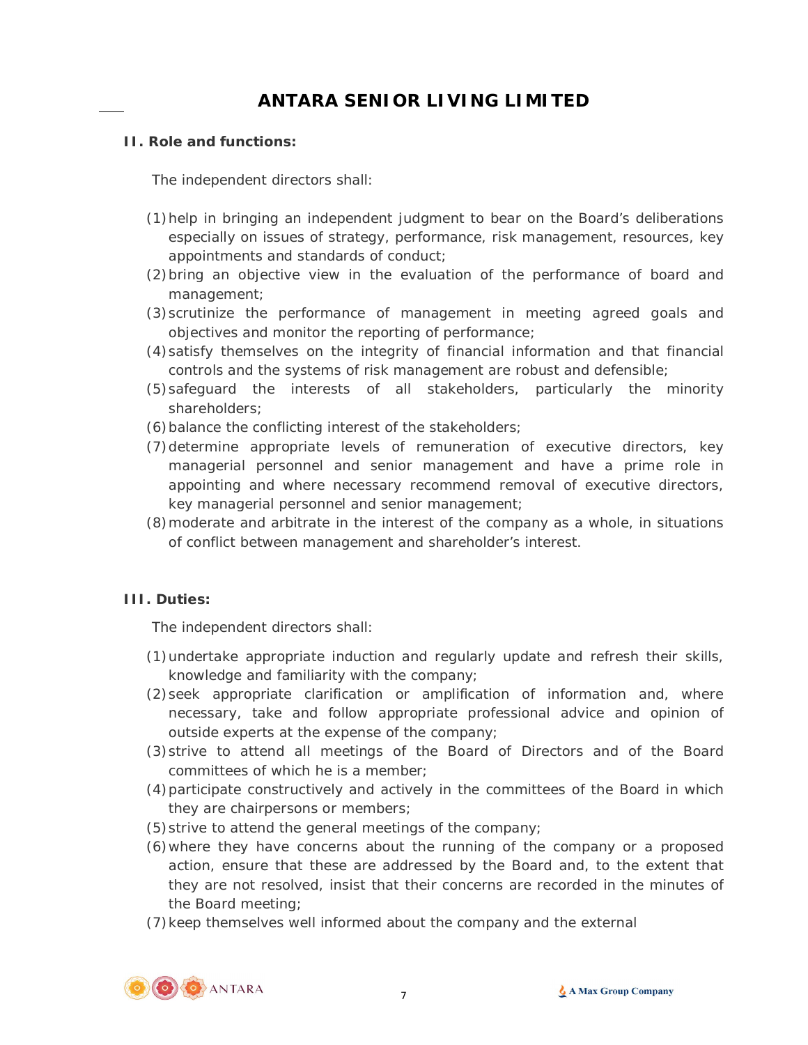## II. Role and functions:

The independent directors shall:

(1) help in bringing an independent judgment to bear on the Board's deliberations especially on issues of strategy, performance, risk management, resources, key appointments and standards of conduct;

(2) bring an objective view in the evaluation of the performance of board and management;

(3) scrutinize the performance of management in meeting agreed goals and objectives and monitor the reporting of performance;

(4) satisfy themselves on the integrity of financial information and that financial controls and the systems of risk management are robust and defensible;

(5) safeguard the interests of all stakeholders, particularly the minority shareholders;

(6) balance the conflicting interest of the stakeholders;

(7) determine appropriate levels of remuneration of executive directors, key managerial personnel and senior management and have a prime role in appointing and where necessary recommend removal of executive directors, key managerial personnel and senior management;

(8) moderate and arbitrate in the interest of the company as a whole, in situations of conflict between management and shareholder's interest.

## III. Duties:

The independent directors shall:

(1) undertake appropriate induction and regularly update and refresh their skills, knowledge and familiarity with the company;

(2) seek appropriate clarification or amplification of information and, where necessary, take and follow appropriate professional advice and opinion of outside experts at the expense of the company;

(3) strive to attend all meetings of the Board of Directors and of the Board committees of which he is a member;

(4) participate constructively and actively in the committees of the Board in which they are chairpersons or members;

(5) strive to attend the general meetings of the company;

(6) where they have concerns about the running of the company or a proposed action, ensure that these are addressed by the Board and, to the extent that they are not resolved, insist that their concerns are recorded in the minutes of the Board meeting;

(7) keep themselves well informed about the company and the external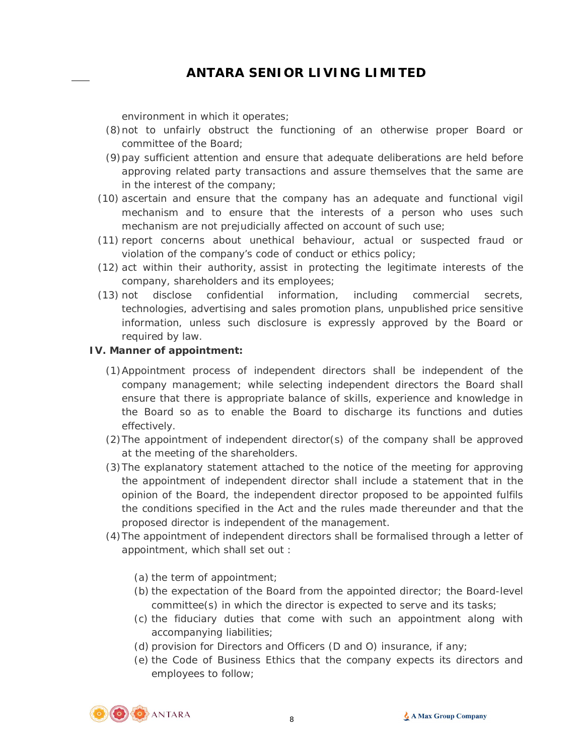environment in which it operates;

(8) not to unfairly obstruct the functioning of an otherwise proper Board or committee of the Board;

(9) pay sufficient attention and ensure that adequate deliberations are held before approving related party transactions and assure themselves that the same are in the interest of the company;

(10) ascertain and ensure that the company has an adequate and functional vigil mechanism and to ensure that the interests of a person who uses such mechanism are not prejudicially affected on account of such use;

(11) report concerns about unethical behaviour, actual or suspected fraud or violation of the company's code of conduct or ethics policy;

(12) act within their authority, assist in protecting the legitimate interests of the company, shareholders and its employees;

(13) not disclose confidential information, including commercial secrets, technologies, advertising and sales promotion plans, unpublished price sensitive information, unless such disclosure is expressly approved by the Board or required by law.

**IV. Manner of appointment:**

(1) Appointment process of independent directors shall be independent of the company management; while selecting independent directors the Board shall ensure that there is appropriate balance of skills, experience and knowledge in the Board so as to enable the Board to discharge its functions and duties effectively.

(2) The appointment of independent director(s) of the company shall be approved at the meeting of the shareholders.

(3) The explanatory statement attached to the notice of the meeting for approving the appointment of independent director shall include a statement that in the opinion of the Board, the independent director proposed to be appointed fulfils the conditions specified in the Act and the rules made thereunder and that the proposed director is independent of the management.

(4) The appointment of independent directors shall be formalised through a letter of appointment, which shall set out :

- (a) the term of appointment;
- (b) the expectation of the Board from the appointed director; the Board-level committee(s) in which the director is expected to serve and its tasks;
- (c) the fiduciary duties that come with such an appointment along with accompanying liabilities;
- (d) provision for Directors and Officers (D and O) insurance, if any;
- (e) the Code of Business Ethics that the company expects its directors and employees to follow;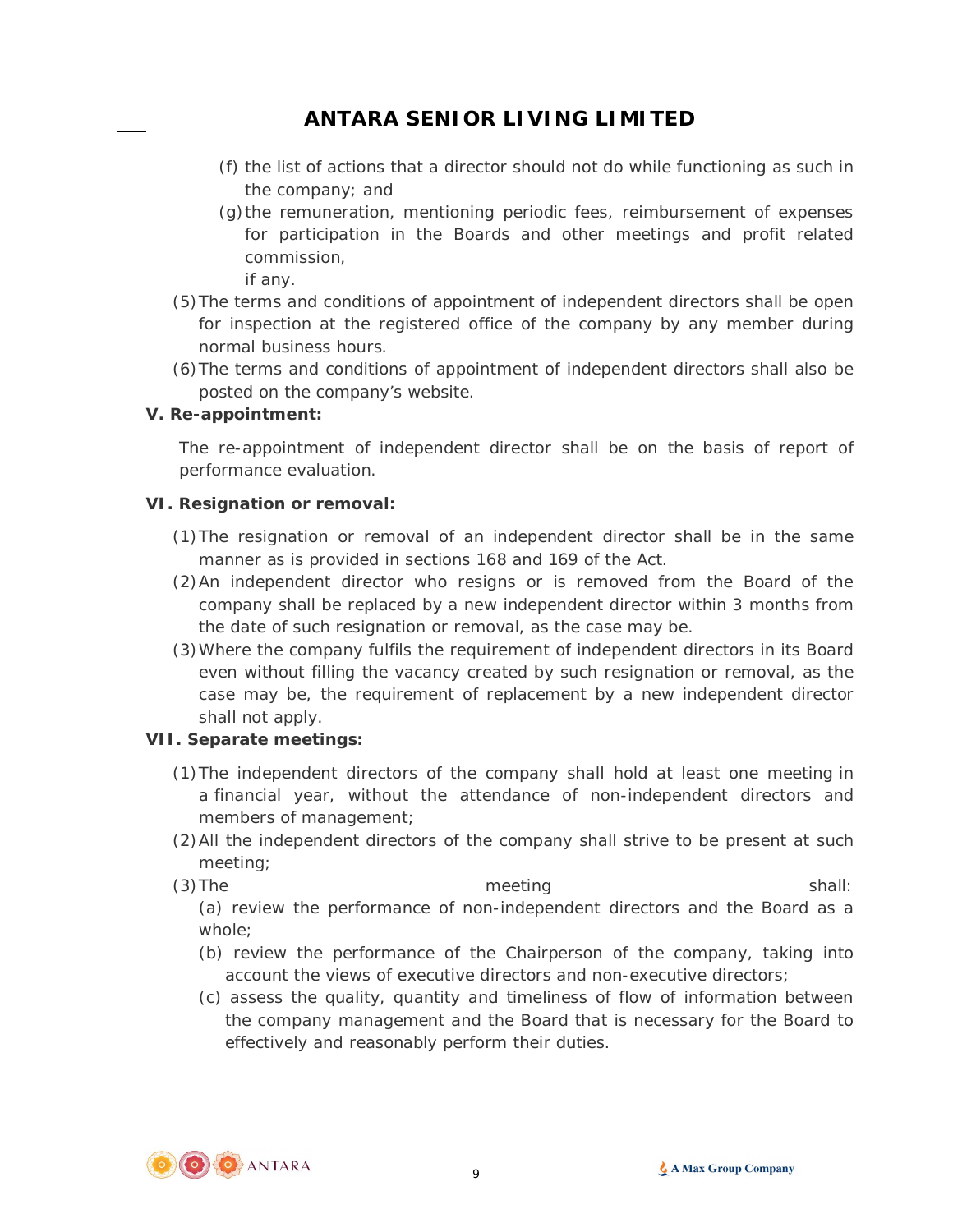(f) the list of actions that a director should not do while functioning as such in the company; and

(g) the remuneration, mentioning periodic fees, reimbursement of expenses for participation in the Boards and other meetings and profit related commission, if any.

(5) The terms and conditions of appointment of independent directors shall be open for inspection at the registered office of the company by any member during normal business hours.

(6) The terms and conditions of appointment of independent directors shall also be posted on the company's website.

**V. Re-appointment:**

The re-appointment of independent director shall be on the basis of report of performance evaluation.

**VI. Resignation or removal:**

(1) The resignation or removal of an independent director shall be in the same manner as is provided in sections 168 and 169 of the Act.

(2) An independent director who resigns or is removed from the Board of the company shall be replaced by a new independent director within 3 months from the date of such resignation or removal, as the case may be.

(3) Where the company fulfils the requirement of independent directors in its Board even without filling the vacancy created by such resignation or removal, as the case may be, the requirement of replacement by a new independent director shall not apply.

**VII. Separate meetings:**

(1) The independent directors of the company shall hold at least one meeting in a financial year, without the attendance of non-independent directors and members of management;

(2) All the independent directors of the company shall strive to be present at such meeting;

(3) The meeting shall:

(a) review the performance of non-independent directors and the Board as a whole;

(b) review the performance of the Chairperson of the company, taking into account the views of executive directors and non-executive directors;

(c) assess the quality, quantity and timeliness of flow of information between the company management and the Board that is necessary for the Board to effectively and reasonably perform their duties.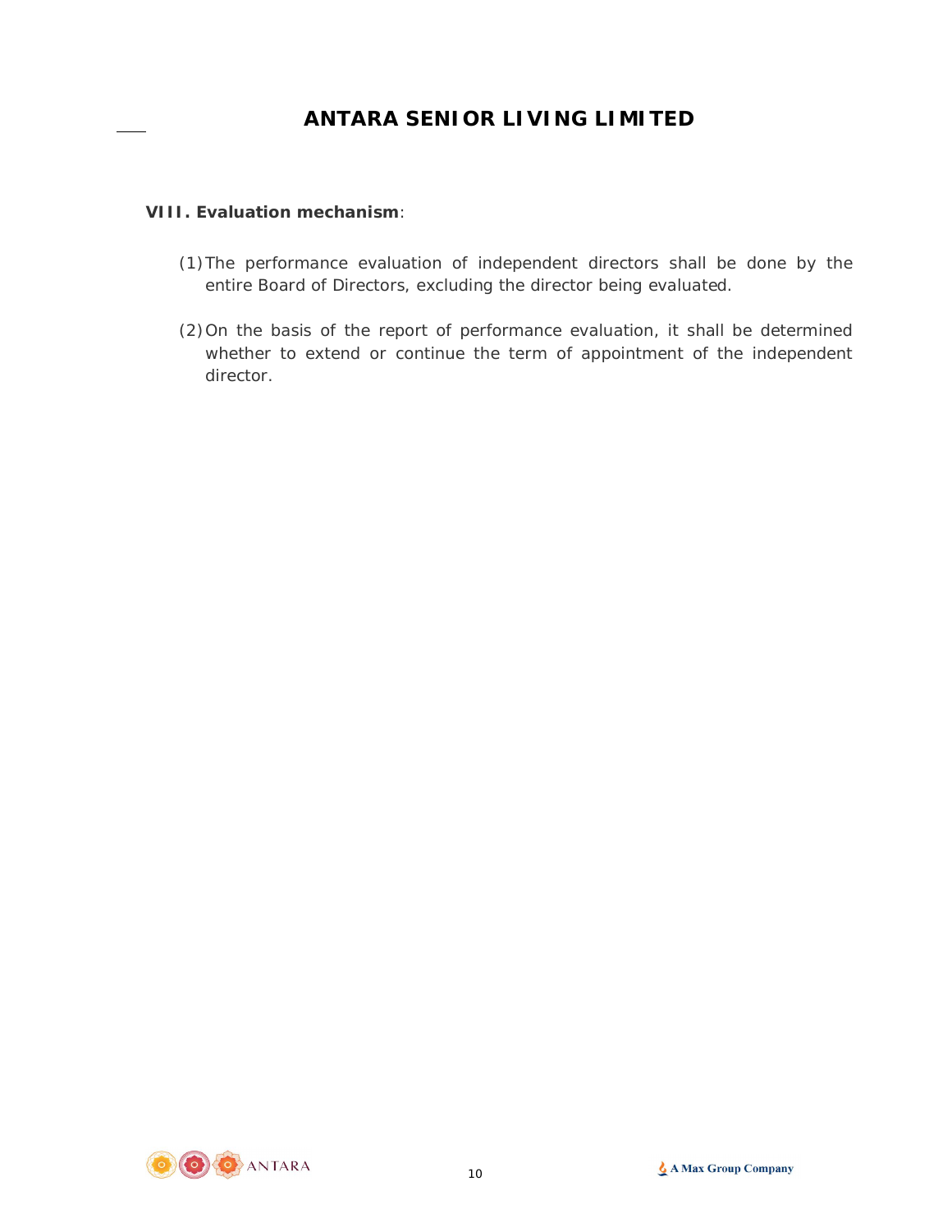**VIII. Evaluation mechanism**:

(1) The performance evaluation of independent directors shall be done by the entire Board of Directors, excluding the director being evaluated.

(2) On the basis of the report of performance evaluation, it shall be determined whether to extend or continue the term of appointment of the independent director.